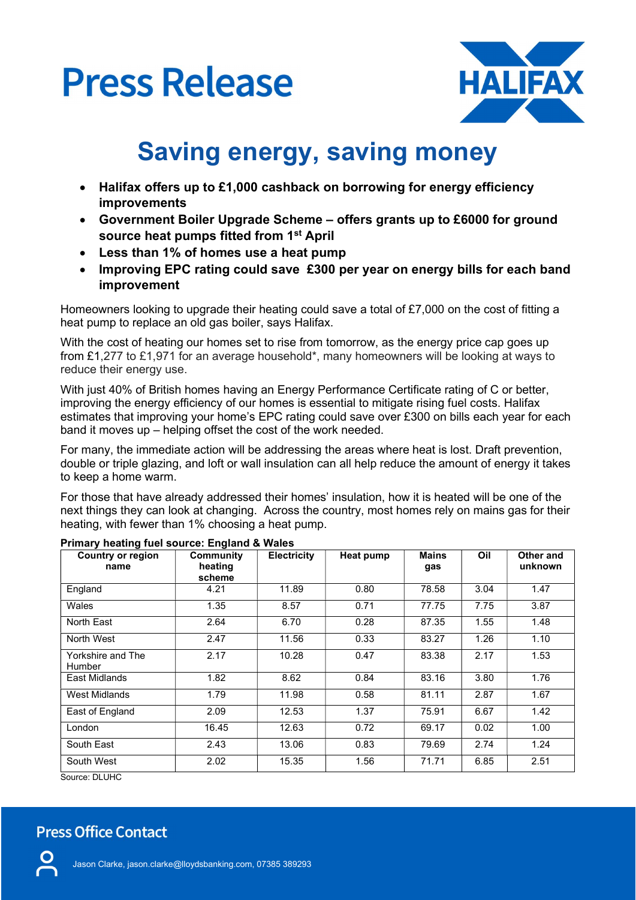# Press Release

HALIFAX

## Saving energy, saving money

- **Halifax offers up to £1,000 cashback on borrowing for energy efficiency improvements**
- **Government Boiler Upgrade Scheme – offers grants up to £6000 for ground source heat pumps fitted from 1st April**
- **Less than 1% of homes use a heat pump**
- **Improving EPC rating could save £300 per year on energy bills for each band improvement**

Homeowners looking to upgrade their heating could save a total of £7,000 on the cost of fitting a heat pump to replace an old gas boiler, says Halifax.

With the cost of heating our homes set to rise from tomorrow, as the energy price cap goes up from £1,277 to £1,971 for an average household*, many homeowners will be looking at ways to reduce their energy use.

With just 40% of British homes having an Energy Performance Certificate rating of C or better, improving the energy efficiency of our homes is essential to mitigate rising fuel costs. Halifax estimates that improving your home's EPC rating could save over £300 on bills each year for each band it moves up – helping offset the cost of the work needed.

For many, the immediate action will be addressing the areas where heat is lost. Draft prevention, double or triple glazing, and loft or wall insulation can all help reduce the amount of energy it takes to keep a home warm.

For those that have already addressed their homes' insulation, how it is heated will be one of the next things they can look at changing. Across the country, most homes rely on mains gas for their heating, with fewer than 1% choosing a heat pump.

**Primary heating fuel source: England & Wales**

| Country or region name | Community heating scheme | Electricity | Heat pump | Mains gas | Oil | Other and unknown |
|---|---|---|---|---|---|---|
| England | 4.21 | 11.89 | 0.80 | 78.58 | 3.04 | 1.47 |
| Wales | 1.35 | 8.57 | 0.71 | 77.75 | 7.75 | 3.87 |
| North East | 2.64 | 6.70 | 0.28 | 87.35 | 1.55 | 1.48 |
| North West | 2.47 | 11.56 | 0.33 | 83.27 | 1.26 | 1.10 |
| Yorkshire and The Humber | 2.17 | 10.28 | 0.47 | 83.38 | 2.17 | 1.53 |
| East Midlands | 1.82 | 8.62 | 0.84 | 83.16 | 3.80 | 1.76 |
| West Midlands | 1.79 | 11.98 | 0.58 | 81.11 | 2.87 | 1.67 |
| East of England | 2.09 | 12.53 | 1.37 | 75.91 | 6.67 | 1.42 |
| London | 16.45 | 12.63 | 0.72 | 69.17 | 0.02 | 1.00 |
| South East | 2.43 | 13.06 | 0.83 | 79.69 | 2.74 | 1.24 |
| South West | 2.02 | 15.35 | 1.56 | 71.71 | 6.85 | 2.51 |

Source: DLUHC

**Press Office Contact**

Jason Clarke, jason.clarke@lloydsbanking.com, 07385 389293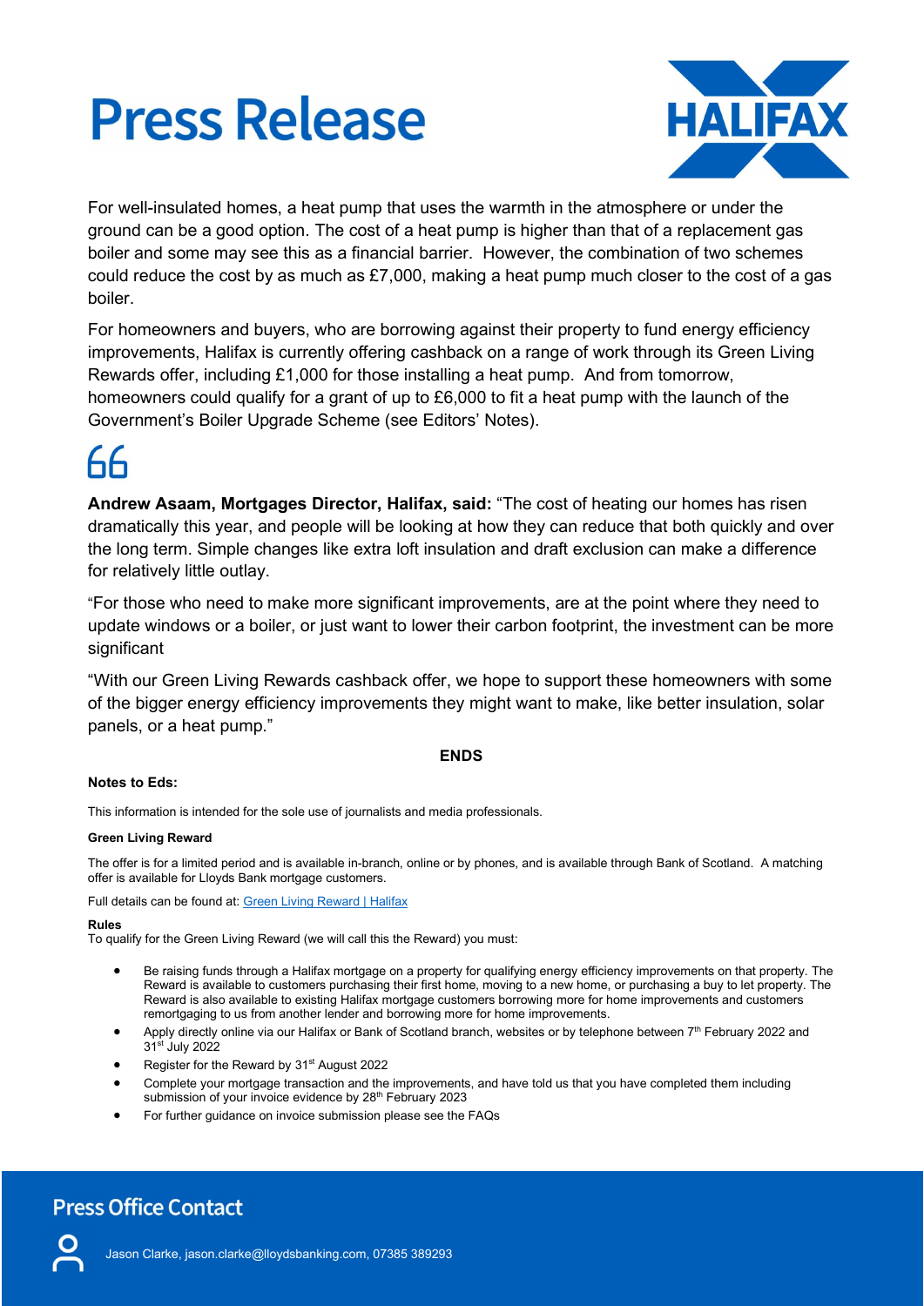For well-insulated homes, a heat pump that uses the warmth in the atmosphere or under the ground can be a good option. The cost of a heat pump is higher than that of a replacement gas boiler and some may see this as a financial barrier. However, the combination of two schemes could reduce the cost by as much as £7,000, making a heat pump much closer to the cost of a gas boiler.

For homeowners and buyers, who are borrowing against their property to fund energy efficiency improvements, Halifax is currently offering cashback on a range of work through its Green Living Rewards offer, including £1,000 for those installing a heat pump. And from tomorrow, homeowners could qualify for a grant of up to £6,000 to fit a heat pump with the launch of the Government's Boiler Upgrade Scheme (see Editors' Notes).

**Andrew Asaam, Mortgages Director, Halifax, said:** "The cost of heating our homes has risen dramatically this year, and people will be looking at how they can reduce that both quickly and over the long term. Simple changes like extra loft insulation and draft exclusion can make a difference for relatively little outlay.

"For those who need to make more significant improvements, are at the point where they need to update windows or a boiler, or just want to lower their carbon footprint, the investment can be more significant

"With our Green Living Rewards cashback offer, we hope to support these homeowners with some of the bigger energy efficiency improvements they might want to make, like better insulation, solar panels, or a heat pump."

**ENDS**

**Notes to Eds:**

This information is intended for the sole use of journalists and media professionals.

**Green Living Reward**

The offer is for a limited period and is available in-branch, online or by phones, and is available through Bank of Scotland. A matching offer is available for Lloyds Bank mortgage customers.

Full details can be found at: Green Living Reward | Halifax

**Rules**

To qualify for the Green Living Reward (we will call this the Reward) you must:

- Be raising funds through a Halifax mortgage on a property for qualifying energy efficiency improvements on that property. The Reward is available to customers purchasing their first home, moving to a new home, or purchasing a buy to let property. The Reward is also available to existing Halifax mortgage customers borrowing more for home improvements and customers remortgaging to us from another lender and borrowing more for home improvements.
- Apply directly online via our Halifax or Bank of Scotland branch, websites or by telephone between 7th February 2022 and 31st July 2022
- Register for the Reward by 31st August 2022
- Complete your mortgage transaction and the improvements, and have told us that you have completed them including submission of your invoice evidence by 28th February 2023
- For further guidance on invoice submission please see the FAQs

## Press Office Contact

Jason Clarke, jason.clarke@lloydsbanking.com, 07385 389293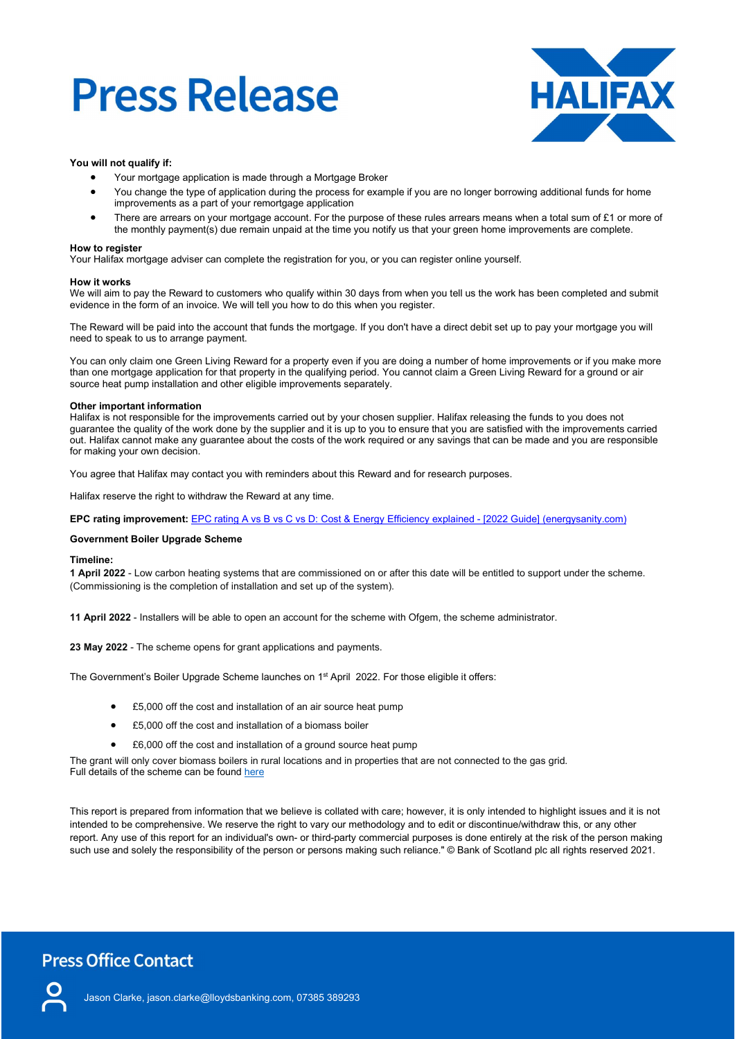# Press Release

**You will not qualify if:**

- Your mortgage application is made through a Mortgage Broker
- You change the type of application during the process for example if you are no longer borrowing additional funds for home improvements as a part of your remortgage application
- There are arrears on your mortgage account. For the purpose of these rules arrears means when a total sum of £1 or more of the monthly payment(s) due remain unpaid at the time you notify us that your green home improvements are complete.

**How to register**
Your Halifax mortgage adviser can complete the registration for you, or you can register online yourself.

**How it works**
We will aim to pay the Reward to customers who qualify within 30 days from when you tell us the work has been completed and submit evidence in the form of an invoice. We will tell you how to do this when you register.

The Reward will be paid into the account that funds the mortgage. If you don't have a direct debit set up to pay your mortgage you will need to speak to us to arrange payment.

You can only claim one Green Living Reward for a property even if you are doing a number of home improvements or if you make more than one mortgage application for that property in the qualifying period. You cannot claim a Green Living Reward for a ground or air source heat pump installation and other eligible improvements separately.

**Other important information**
Halifax is not responsible for the improvements carried out by your chosen supplier. Halifax releasing the funds to you does not guarantee the quality of the work done by the supplier and it is up to you to ensure that you are satisfied with the improvements carried out. Halifax cannot make any guarantee about the costs of the work required or any savings that can be made and you are responsible for making your own decision.

You agree that Halifax may contact you with reminders about this Reward and for research purposes.

Halifax reserve the right to withdraw the Reward at any time.

**EPC rating improvement:** EPC rating A vs B vs C vs D: Cost & Energy Efficiency explained - [2022 Guide] (energysanity.com)

**Government Boiler Upgrade Scheme**

**Timeline:**
**1 April 2022** - Low carbon heating systems that are commissioned on or after this date will be entitled to support under the scheme. (Commissioning is the completion of installation and set up of the system).

**11 April 2022** - Installers will be able to open an account for the scheme with Ofgem, the scheme administrator.

**23 May 2022** - The scheme opens for grant applications and payments.

The Government's Boiler Upgrade Scheme launches on 1st April 2022. For those eligible it offers:

- £5,000 off the cost and installation of an air source heat pump
- £5,000 off the cost and installation of a biomass boiler
- £6,000 off the cost and installation of a ground source heat pump

The grant will only cover biomass boilers in rural locations and in properties that are not connected to the gas grid.
Full details of the scheme can be found here

This report is prepared from information that we believe is collated with care; however, it is only intended to highlight issues and it is not intended to be comprehensive. We reserve the right to vary our methodology and to edit or discontinue/withdraw this, or any other report. Any use of this report for an individual's own- or third-party commercial purposes is done entirely at the risk of the person making such use and solely the responsibility of the person or persons making such reliance." © Bank of Scotland plc all rights reserved 2021.

## Press Office Contact

Jason Clarke, jason.clarke@lloydsbanking.com, 07385 389293